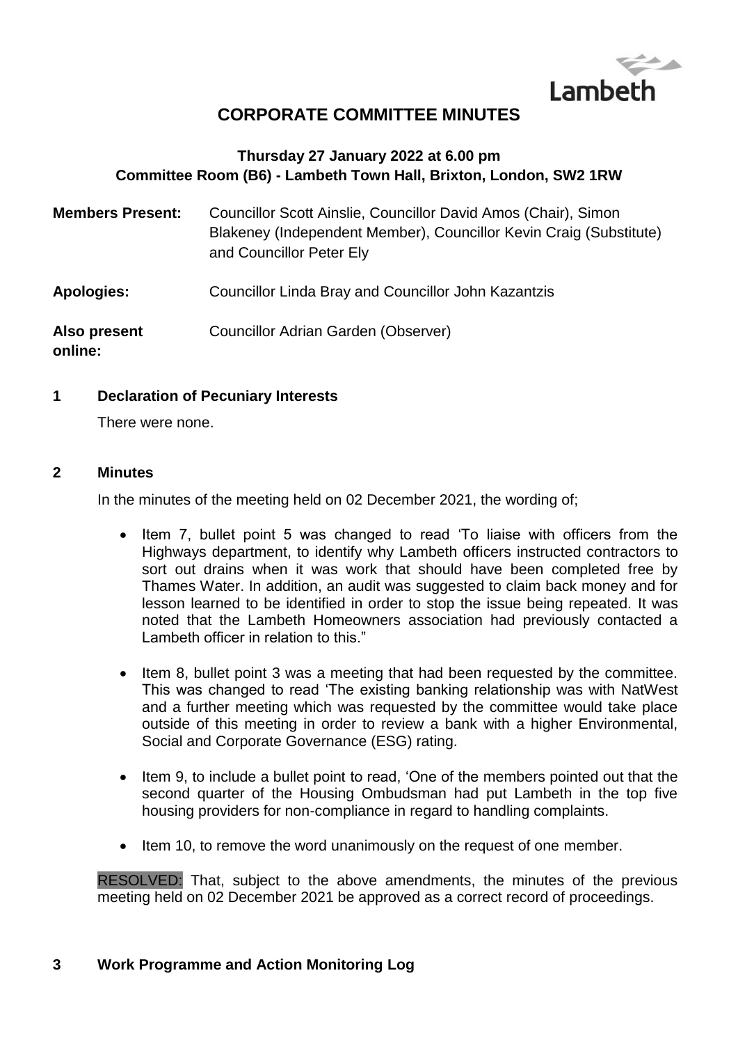Lambeth

# CORPORATE COMMITTEE MINUTES

**Thursday 27 January 2022 at 6.00 pm**
**Committee Room (B6) - Lambeth Town Hall, Brixton, London, SW2 1RW**

**Members Present:** Councillor Scott Ainslie, Councillor David Amos (Chair), Simon Blakeney (Independent Member), Councillor Kevin Craig (Substitute) and Councillor Peter Ely

**Apologies:** Councillor Linda Bray and Councillor John Kazantzis

**Also present online:** Councillor Adrian Garden (Observer)

## 1 Declaration of Pecuniary Interests

There were none.

## 2 Minutes

In the minutes of the meeting held on 02 December 2021, the wording of;

- Item 7, bullet point 5 was changed to read 'To liaise with officers from the Highways department, to identify why Lambeth officers instructed contractors to sort out drains when it was work that should have been completed free by Thames Water. In addition, an audit was suggested to claim back money and for lesson learned to be identified in order to stop the issue being repeated. It was noted that the Lambeth Homeowners association had previously contacted a Lambeth officer in relation to this."
- Item 8, bullet point 3 was a meeting that had been requested by the committee. This was changed to read 'The existing banking relationship was with NatWest and a further meeting which was requested by the committee would take place outside of this meeting in order to review a bank with a higher Environmental, Social and Corporate Governance (ESG) rating.
- Item 9, to include a bullet point to read, 'One of the members pointed out that the second quarter of the Housing Ombudsman had put Lambeth in the top five housing providers for non-compliance in regard to handling complaints.
- Item 10, to remove the word unanimously on the request of one member.

RESOLVED: That, subject to the above amendments, the minutes of the previous meeting held on 02 December 2021 be approved as a correct record of proceedings.

## 3 Work Programme and Action Monitoring Log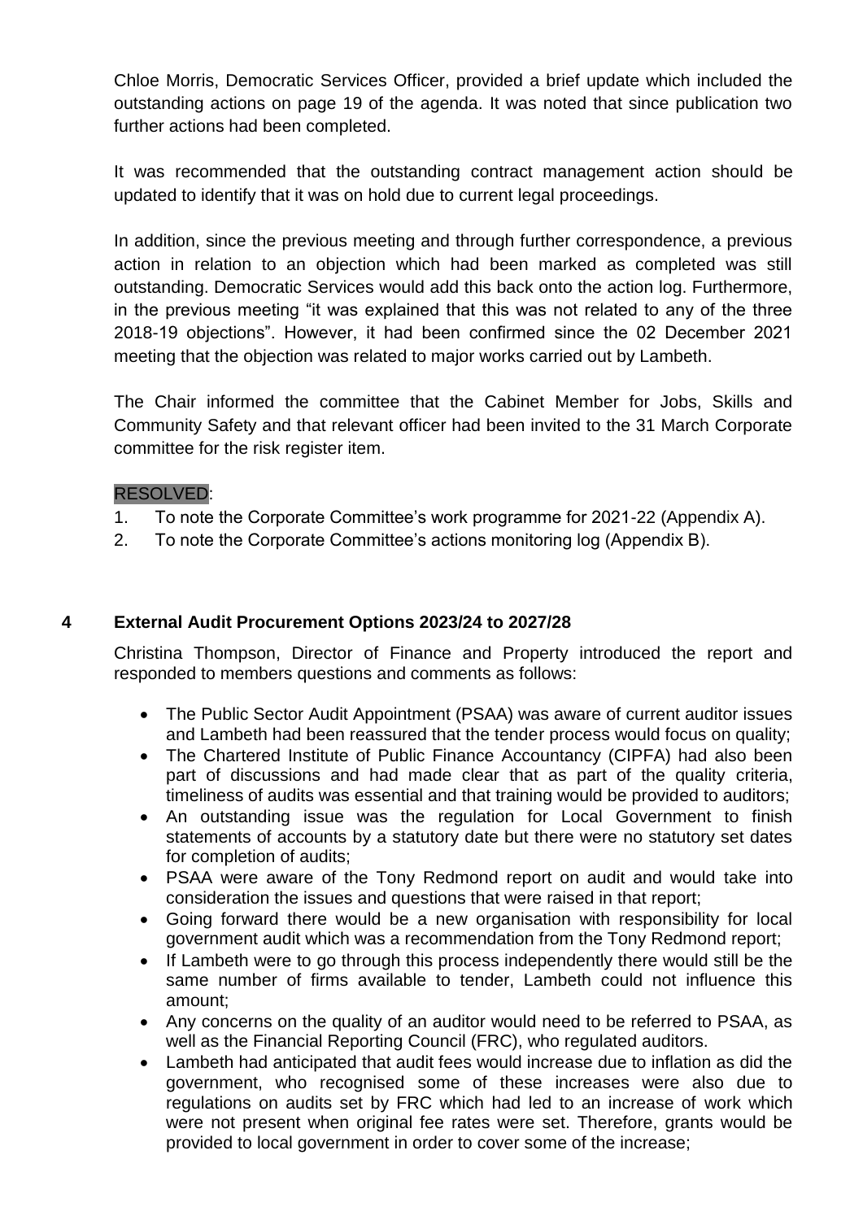Chloe Morris, Democratic Services Officer, provided a brief update which included the outstanding actions on page 19 of the agenda. It was noted that since publication two further actions had been completed.

It was recommended that the outstanding contract management action should be updated to identify that it was on hold due to current legal proceedings.

In addition, since the previous meeting and through further correspondence, a previous action in relation to an objection which had been marked as completed was still outstanding. Democratic Services would add this back onto the action log. Furthermore, in the previous meeting "it was explained that this was not related to any of the three 2018-19 objections". However, it had been confirmed since the 02 December 2021 meeting that the objection was related to major works carried out by Lambeth.

The Chair informed the committee that the Cabinet Member for Jobs, Skills and Community Safety and that relevant officer had been invited to the 31 March Corporate committee for the risk register item.

RESOLVED:

1. To note the Corporate Committee's work programme for 2021-22 (Appendix A).
2. To note the Corporate Committee's actions monitoring log (Appendix B).

## 4 External Audit Procurement Options 2023/24 to 2027/28

Christina Thompson, Director of Finance and Property introduced the report and responded to members questions and comments as follows:

- The Public Sector Audit Appointment (PSAA) was aware of current auditor issues and Lambeth had been reassured that the tender process would focus on quality;
- The Chartered Institute of Public Finance Accountancy (CIPFA) had also been part of discussions and had made clear that as part of the quality criteria, timeliness of audits was essential and that training would be provided to auditors;
- An outstanding issue was the regulation for Local Government to finish statements of accounts by a statutory date but there were no statutory set dates for completion of audits;
- PSAA were aware of the Tony Redmond report on audit and would take into consideration the issues and questions that were raised in that report;
- Going forward there would be a new organisation with responsibility for local government audit which was a recommendation from the Tony Redmond report;
- If Lambeth were to go through this process independently there would still be the same number of firms available to tender, Lambeth could not influence this amount;
- Any concerns on the quality of an auditor would need to be referred to PSAA, as well as the Financial Reporting Council (FRC), who regulated auditors.
- Lambeth had anticipated that audit fees would increase due to inflation as did the government, who recognised some of these increases were also due to regulations on audits set by FRC which had led to an increase of work which were not present when original fee rates were set. Therefore, grants would be provided to local government in order to cover some of the increase;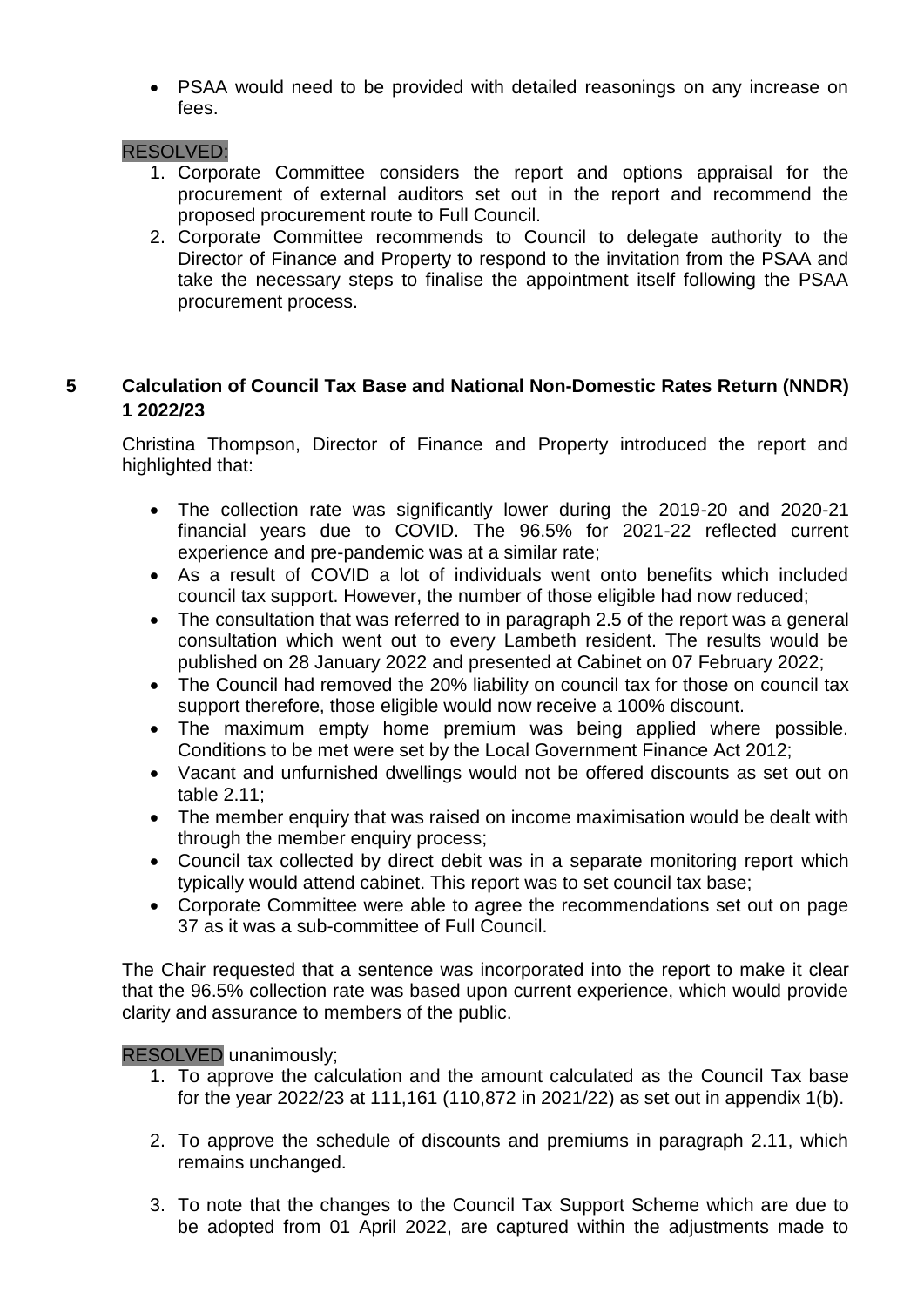- PSAA would need to be provided with detailed reasonings on any increase on fees.

RESOLVED:

1. Corporate Committee considers the report and options appraisal for the procurement of external auditors set out in the report and recommend the proposed procurement route to Full Council.
2. Corporate Committee recommends to Council to delegate authority to the Director of Finance and Property to respond to the invitation from the PSAA and take the necessary steps to finalise the appointment itself following the PSAA procurement process.

## 5 Calculation of Council Tax Base and National Non-Domestic Rates Return (NNDR) 1 2022/23

Christina Thompson, Director of Finance and Property introduced the report and highlighted that:

- The collection rate was significantly lower during the 2019-20 and 2020-21 financial years due to COVID. The 96.5% for 2021-22 reflected current experience and pre-pandemic was at a similar rate;
- As a result of COVID a lot of individuals went onto benefits which included council tax support. However, the number of those eligible had now reduced;
- The consultation that was referred to in paragraph 2.5 of the report was a general consultation which went out to every Lambeth resident. The results would be published on 28 January 2022 and presented at Cabinet on 07 February 2022;
- The Council had removed the 20% liability on council tax for those on council tax support therefore, those eligible would now receive a 100% discount.
- The maximum empty home premium was being applied where possible. Conditions to be met were set by the Local Government Finance Act 2012;
- Vacant and unfurnished dwellings would not be offered discounts as set out on table 2.11;
- The member enquiry that was raised on income maximisation would be dealt with through the member enquiry process;
- Council tax collected by direct debit was in a separate monitoring report which typically would attend cabinet. This report was to set council tax base;
- Corporate Committee were able to agree the recommendations set out on page 37 as it was a sub-committee of Full Council.

The Chair requested that a sentence was incorporated into the report to make it clear that the 96.5% collection rate was based upon current experience, which would provide clarity and assurance to members of the public.

RESOLVED unanimously;

1. To approve the calculation and the amount calculated as the Council Tax base for the year 2022/23 at 111,161 (110,872 in 2021/22) as set out in appendix 1(b).

2. To approve the schedule of discounts and premiums in paragraph 2.11, which remains unchanged.

3. To note that the changes to the Council Tax Support Scheme which are due to be adopted from 01 April 2022, are captured within the adjustments made to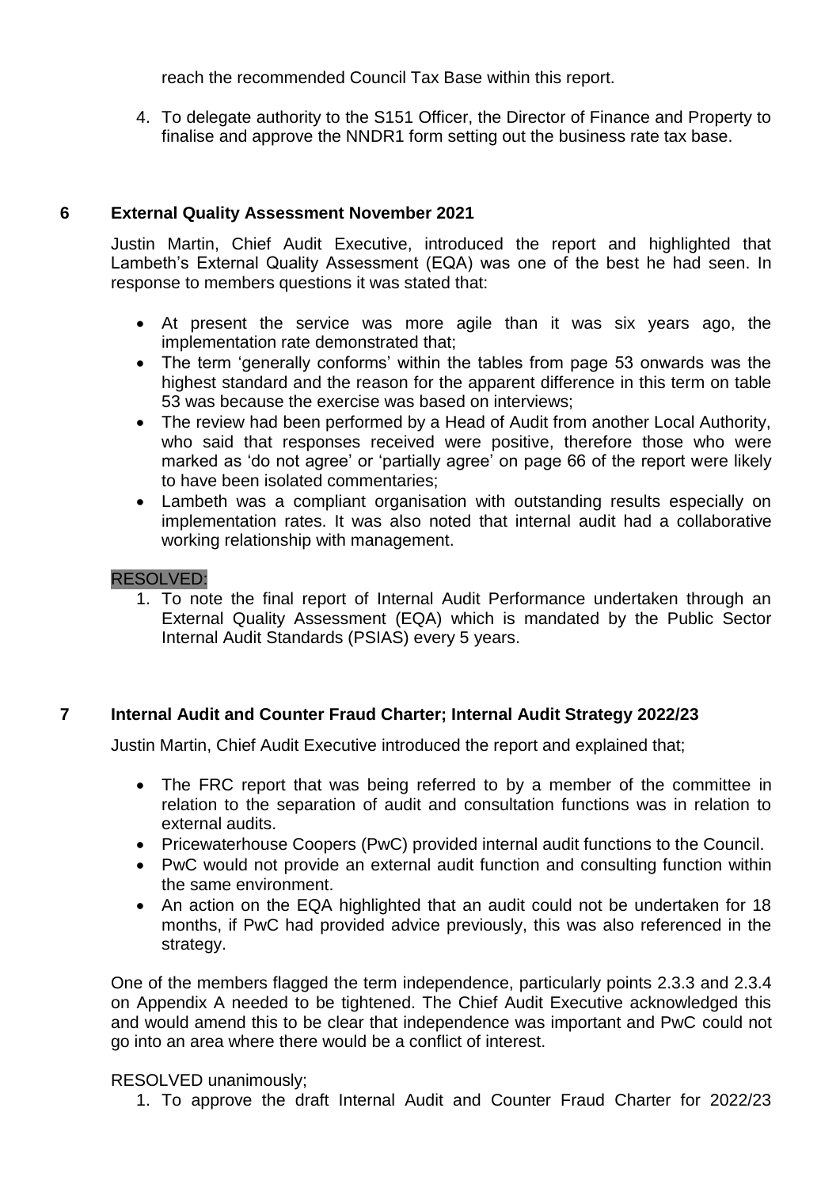reach the recommended Council Tax Base within this report.

4. To delegate authority to the S151 Officer, the Director of Finance and Property to finalise and approve the NNDR1 form setting out the business rate tax base.

## 6 External Quality Assessment November 2021

Justin Martin, Chief Audit Executive, introduced the report and highlighted that Lambeth's External Quality Assessment (EQA) was one of the best he had seen. In response to members questions it was stated that:

- At present the service was more agile than it was six years ago, the implementation rate demonstrated that;
- The term 'generally conforms' within the tables from page 53 onwards was the highest standard and the reason for the apparent difference in this term on table 53 was because the exercise was based on interviews;
- The review had been performed by a Head of Audit from another Local Authority, who said that responses received were positive, therefore those who were marked as 'do not agree' or 'partially agree' on page 66 of the report were likely to have been isolated commentaries;
- Lambeth was a compliant organisation with outstanding results especially on implementation rates. It was also noted that internal audit had a collaborative working relationship with management.

RESOLVED:

1. To note the final report of Internal Audit Performance undertaken through an External Quality Assessment (EQA) which is mandated by the Public Sector Internal Audit Standards (PSIAS) every 5 years.

## 7 Internal Audit and Counter Fraud Charter; Internal Audit Strategy 2022/23

Justin Martin, Chief Audit Executive introduced the report and explained that;

- The FRC report that was being referred to by a member of the committee in relation to the separation of audit and consultation functions was in relation to external audits.
- Pricewaterhouse Coopers (PwC) provided internal audit functions to the Council.
- PwC would not provide an external audit function and consulting function within the same environment.
- An action on the EQA highlighted that an audit could not be undertaken for 18 months, if PwC had provided advice previously, this was also referenced in the strategy.

One of the members flagged the term independence, particularly points 2.3.3 and 2.3.4 on Appendix A needed to be tightened. The Chief Audit Executive acknowledged this and would amend this to be clear that independence was important and PwC could not go into an area where there would be a conflict of interest.

RESOLVED unanimously;

1. To approve the draft Internal Audit and Counter Fraud Charter for 2022/23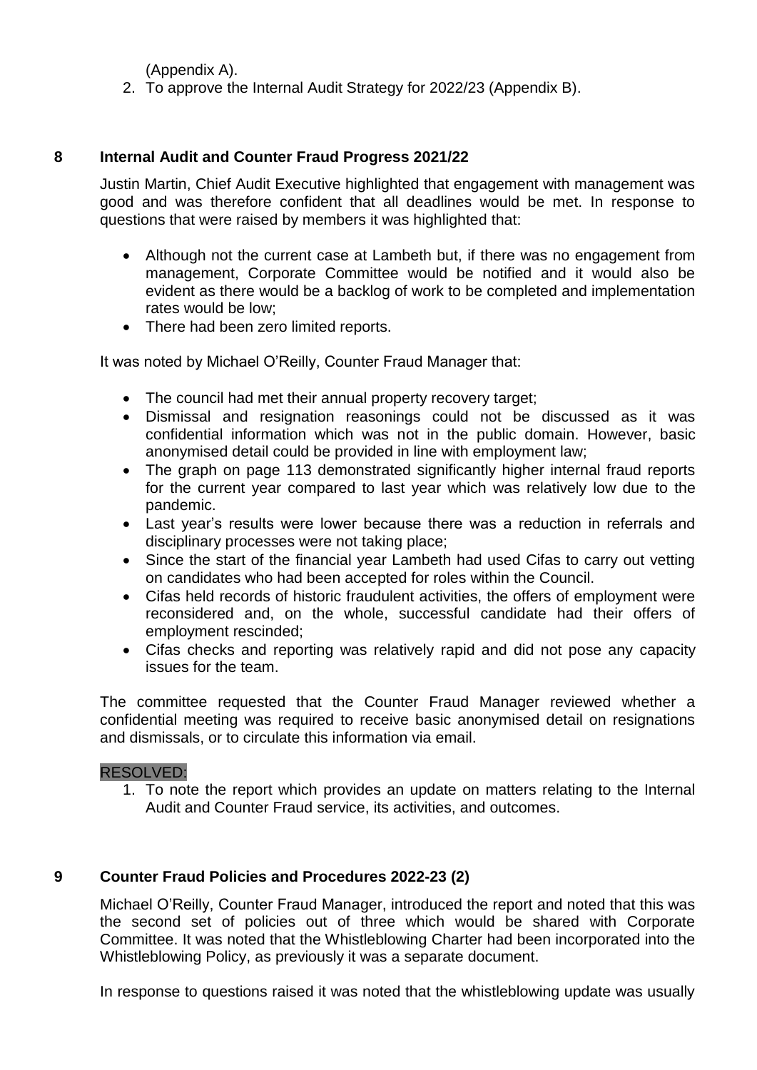(Appendix A).

2. To approve the Internal Audit Strategy for 2022/23 (Appendix B).

## 8 Internal Audit and Counter Fraud Progress 2021/22

Justin Martin, Chief Audit Executive highlighted that engagement with management was good and was therefore confident that all deadlines would be met. In response to questions that were raised by members it was highlighted that:

- Although not the current case at Lambeth but, if there was no engagement from management, Corporate Committee would be notified and it would also be evident as there would be a backlog of work to be completed and implementation rates would be low;
- There had been zero limited reports.

It was noted by Michael O'Reilly, Counter Fraud Manager that:

- The council had met their annual property recovery target;
- Dismissal and resignation reasonings could not be discussed as it was confidential information which was not in the public domain. However, basic anonymised detail could be provided in line with employment law;
- The graph on page 113 demonstrated significantly higher internal fraud reports for the current year compared to last year which was relatively low due to the pandemic.
- Last year's results were lower because there was a reduction in referrals and disciplinary processes were not taking place;
- Since the start of the financial year Lambeth had used Cifas to carry out vetting on candidates who had been accepted for roles within the Council.
- Cifas held records of historic fraudulent activities, the offers of employment were reconsidered and, on the whole, successful candidate had their offers of employment rescinded;
- Cifas checks and reporting was relatively rapid and did not pose any capacity issues for the team.

The committee requested that the Counter Fraud Manager reviewed whether a confidential meeting was required to receive basic anonymised detail on resignations and dismissals, or to circulate this information via email.

RESOLVED:

1. To note the report which provides an update on matters relating to the Internal Audit and Counter Fraud service, its activities, and outcomes.

## 9 Counter Fraud Policies and Procedures 2022-23 (2)

Michael O'Reilly, Counter Fraud Manager, introduced the report and noted that this was the second set of policies out of three which would be shared with Corporate Committee. It was noted that the Whistleblowing Charter had been incorporated into the Whistleblowing Policy, as previously it was a separate document.

In response to questions raised it was noted that the whistleblowing update was usually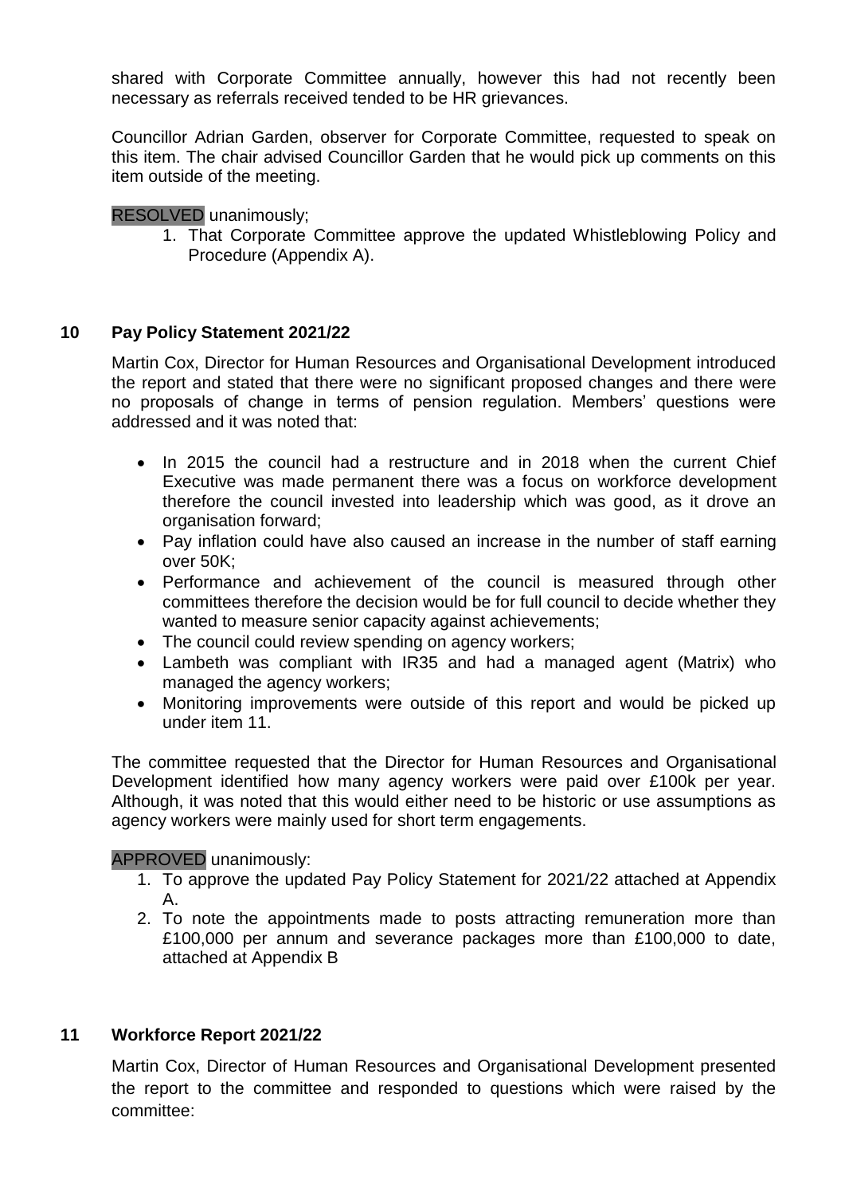shared with Corporate Committee annually, however this had not recently been necessary as referrals received tended to be HR grievances.

Councillor Adrian Garden, observer for Corporate Committee, requested to speak on this item. The chair advised Councillor Garden that he would pick up comments on this item outside of the meeting.

RESOLVED unanimously;

1. That Corporate Committee approve the updated Whistleblowing Policy and Procedure (Appendix A).

## 10 Pay Policy Statement 2021/22

Martin Cox, Director for Human Resources and Organisational Development introduced the report and stated that there were no significant proposed changes and there were no proposals of change in terms of pension regulation. Members' questions were addressed and it was noted that:

- In 2015 the council had a restructure and in 2018 when the current Chief Executive was made permanent there was a focus on workforce development therefore the council invested into leadership which was good, as it drove an organisation forward;
- Pay inflation could have also caused an increase in the number of staff earning over 50K;
- Performance and achievement of the council is measured through other committees therefore the decision would be for full council to decide whether they wanted to measure senior capacity against achievements;
- The council could review spending on agency workers;
- Lambeth was compliant with IR35 and had a managed agent (Matrix) who managed the agency workers;
- Monitoring improvements were outside of this report and would be picked up under item 11.

The committee requested that the Director for Human Resources and Organisational Development identified how many agency workers were paid over £100k per year. Although, it was noted that this would either need to be historic or use assumptions as agency workers were mainly used for short term engagements.

APPROVED unanimously:

1. To approve the updated Pay Policy Statement for 2021/22 attached at Appendix A.
2. To note the appointments made to posts attracting remuneration more than £100,000 per annum and severance packages more than £100,000 to date, attached at Appendix B

## 11 Workforce Report 2021/22

Martin Cox, Director of Human Resources and Organisational Development presented the report to the committee and responded to questions which were raised by the committee: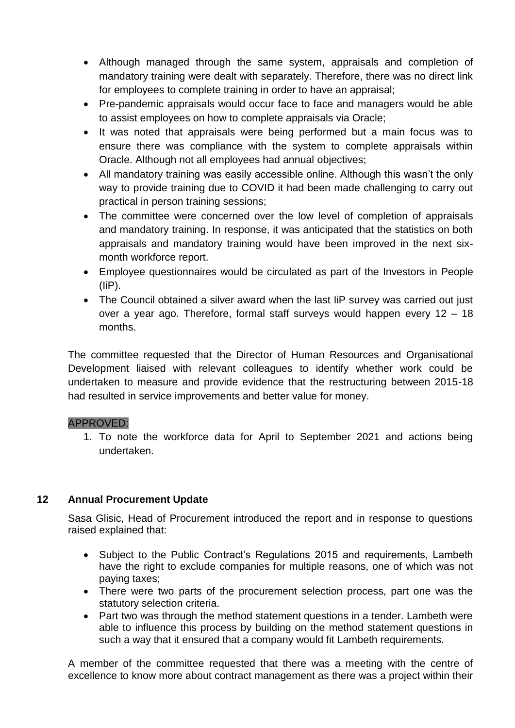- Although managed through the same system, appraisals and completion of mandatory training were dealt with separately. Therefore, there was no direct link for employees to complete training in order to have an appraisal;
- Pre-pandemic appraisals would occur face to face and managers would be able to assist employees on how to complete appraisals via Oracle;
- It was noted that appraisals were being performed but a main focus was to ensure there was compliance with the system to complete appraisals within Oracle. Although not all employees had annual objectives;
- All mandatory training was easily accessible online. Although this wasn't the only way to provide training due to COVID it had been made challenging to carry out practical in person training sessions;
- The committee were concerned over the low level of completion of appraisals and mandatory training. In response, it was anticipated that the statistics on both appraisals and mandatory training would have been improved in the next six-month workforce report.
- Employee questionnaires would be circulated as part of the Investors in People (IiP).
- The Council obtained a silver award when the last IiP survey was carried out just over a year ago. Therefore, formal staff surveys would happen every 12 – 18 months.

The committee requested that the Director of Human Resources and Organisational Development liaised with relevant colleagues to identify whether work could be undertaken to measure and provide evidence that the restructuring between 2015-18 had resulted in service improvements and better value for money.

APPROVED:

1. To note the workforce data for April to September 2021 and actions being undertaken.

## 12 Annual Procurement Update

Sasa Glisic, Head of Procurement introduced the report and in response to questions raised explained that:

- Subject to the Public Contract's Regulations 2015 and requirements, Lambeth have the right to exclude companies for multiple reasons, one of which was not paying taxes;
- There were two parts of the procurement selection process, part one was the statutory selection criteria.
- Part two was through the method statement questions in a tender. Lambeth were able to influence this process by building on the method statement questions in such a way that it ensured that a company would fit Lambeth requirements.

A member of the committee requested that there was a meeting with the centre of excellence to know more about contract management as there was a project within their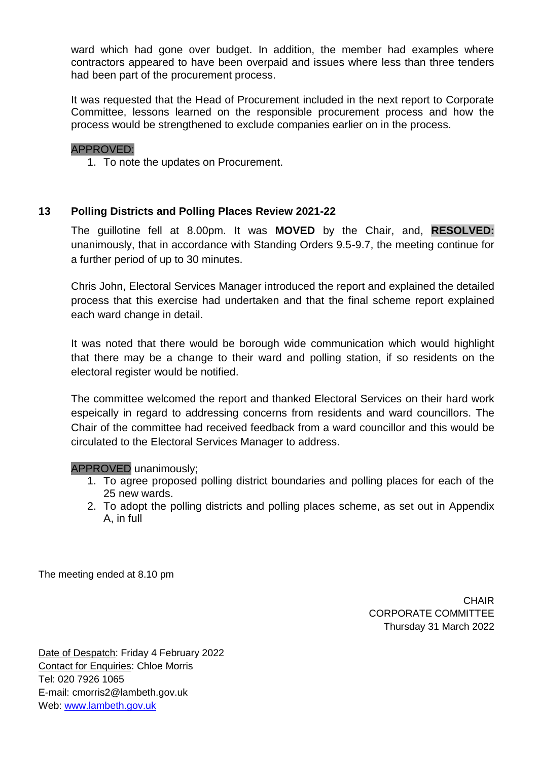ward which had gone over budget. In addition, the member had examples where contractors appeared to have been overpaid and issues where less than three tenders had been part of the procurement process.

It was requested that the Head of Procurement included in the next report to Corporate Committee, lessons learned on the responsible procurement process and how the process would be strengthened to exclude companies earlier on in the process.

APPROVED:

1. To note the updates on Procurement.

## 13 Polling Districts and Polling Places Review 2021-22

The guillotine fell at 8.00pm. It was **MOVED** by the Chair, and, **RESOLVED:** unanimously, that in accordance with Standing Orders 9.5-9.7, the meeting continue for a further period of up to 30 minutes.

Chris John, Electoral Services Manager introduced the report and explained the detailed process that this exercise had undertaken and that the final scheme report explained each ward change in detail.

It was noted that there would be borough wide communication which would highlight that there may be a change to their ward and polling station, if so residents on the electoral register would be notified.

The committee welcomed the report and thanked Electoral Services on their hard work espeically in regard to addressing concerns from residents and ward councillors. The Chair of the committee had received feedback from a ward councillor and this would be circulated to the Electoral Services Manager to address.

APPROVED unanimously;

1. To agree proposed polling district boundaries and polling places for each of the 25 new wards.
2. To adopt the polling districts and polling places scheme, as set out in Appendix A, in full

The meeting ended at 8.10 pm

CHAIR
CORPORATE COMMITTEE
Thursday 31 March 2022

Date of Despatch: Friday 4 February 2022
Contact for Enquiries: Chloe Morris
Tel: 020 7926 1065
E-mail: cmorris2@lambeth.gov.uk
Web: www.lambeth.gov.uk